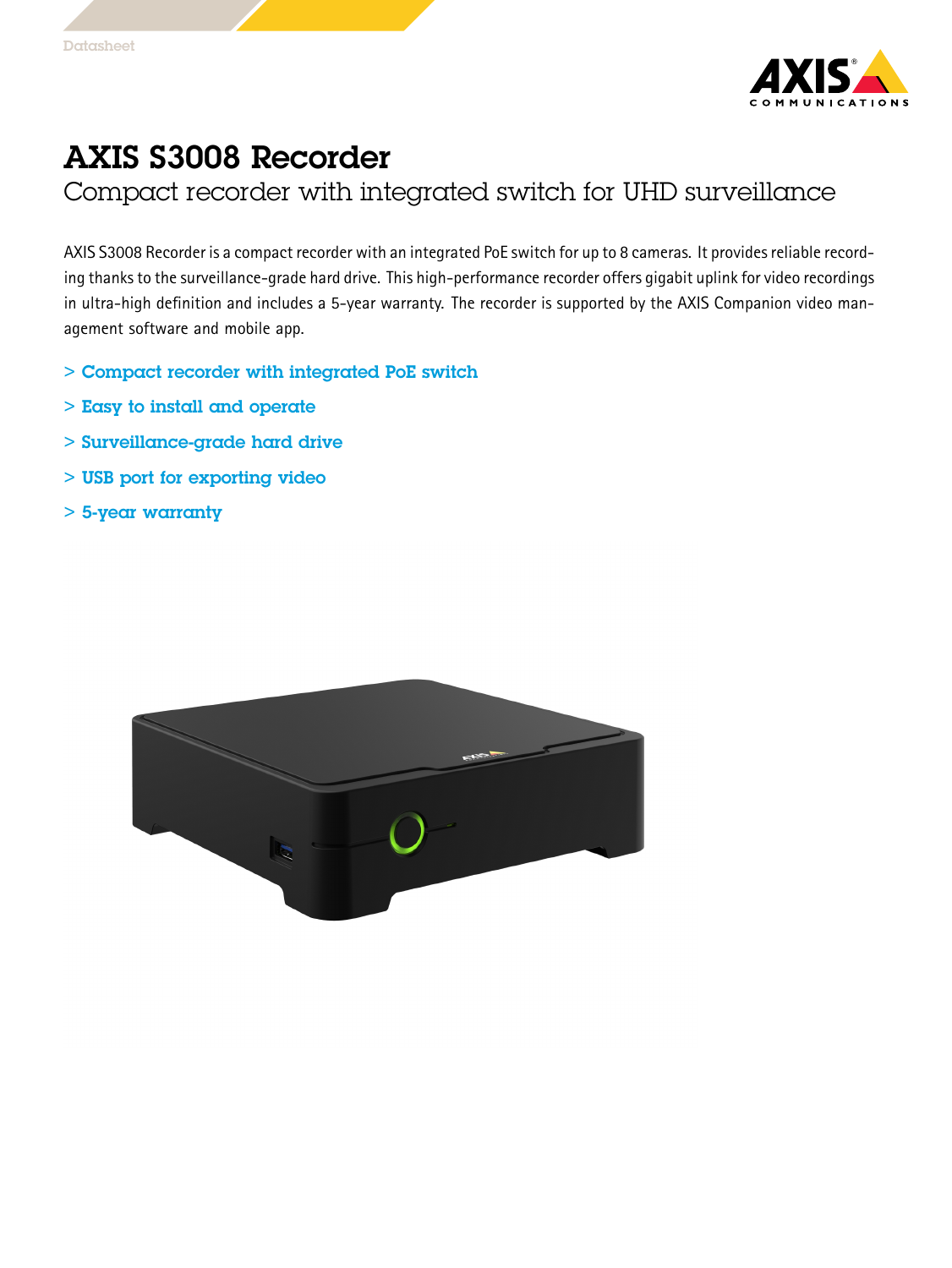Datasheet

# AXIS S3008 Recorder

## Compact recorder with integrated switch for UHD surveillance

AXIS S3008 Recorder is a compact recorder with an integrated PoE switch for up to 8 cameras. It provides reliable recording thanks to the surveillance-grade hard drive. This high-performance recorder offers gigabit uplink for video recordings in ultra-high definition and includes a 5-year warranty. The recorder is supported by the AXIS Companion video management software and mobile app.

- > Compact recorder with integrated PoE switch
- > Easy to install and operate
- > Surveillance-grade hard drive
- > USB port for exporting video
- > 5-year warranty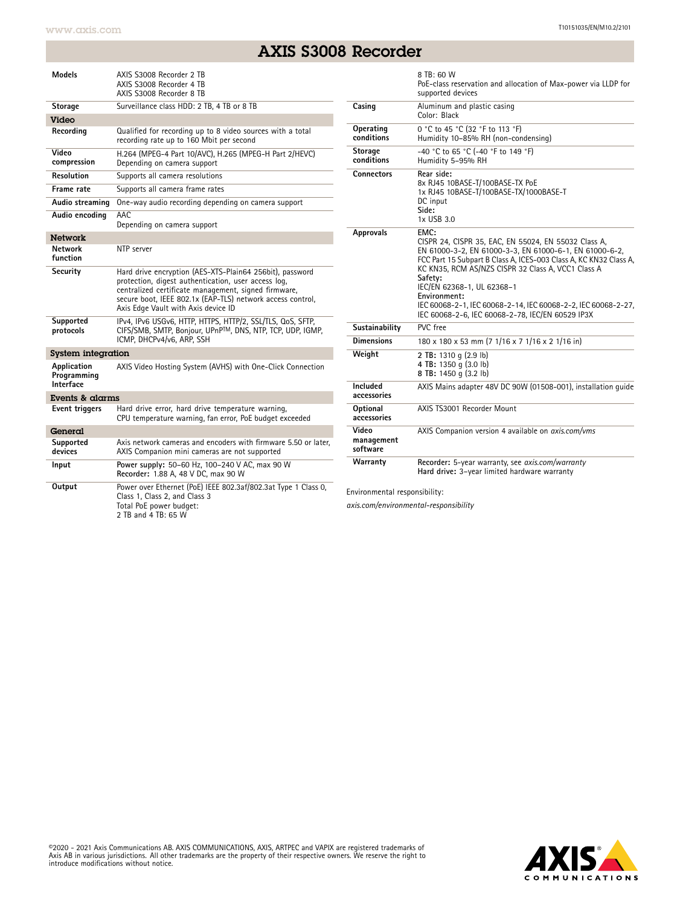# AXIS S3008 Recorder

| | |
|---|---|
| **Models** | AXIS S3008 Recorder 2 TB<br>AXIS S3008 Recorder 4 TB<br>AXIS S3008 Recorder 8 TB |
| **Storage** | Surveillance class HDD: 2 TB, 4 TB or 8 TB |

## Video

| | |
|---|---|
| **Recording** | Qualified for recording up to 8 video sources with a total recording rate up to 160 Mbit per second |
| **Video compression** | H.264 (MPEG-4 Part 10/AVC), H.265 (MPEG-H Part 2/HEVC)<br>Depending on camera support |
| **Resolution** | Supports all camera resolutions |
| **Frame rate** | Supports all camera frame rates |
| **Audio streaming** | One-way audio recording depending on camera support |
| **Audio encoding** | AAC<br>Depending on camera support |

## Network

| | |
|---|---|
| **Network function** | NTP server |
| **Security** | Hard drive encryption (AES-XTS-Plain64 256bit), password protection, digest authentication, user access log, centralized certificate management, signed firmware, secure boot, IEEE 802.1x (EAP-TLS) network access control, Axis Edge Vault with Axis device ID |
| **Supported protocols** | IPv4, IPv6 USGv6, HTTP, HTTPS, HTTP/2, SSL/TLS, QoS, SFTP, CIFS/SMB, SMTP, Bonjour, UPnP™, DNS, NTP, TCP, UDP, IGMP, ICMP, DHCPv4/v6, ARP, SSH |

## System integration

| | |
|---|---|
| **Application Programming Interface** | AXIS Video Hosting System (AVHS) with One-Click Connection |

## Events & alarms

| | |
|---|---|
| **Event triggers** | Hard drive error, hard drive temperature warning, CPU temperature warning, fan error, PoE budget exceeded |

## General

| | |
|---|---|
| **Supported devices** | Axis network cameras and encoders with firmware 5.50 or later, AXIS Companion mini cameras are not supported |
| **Input** | **Power supply:** 50–60 Hz, 100–240 V AC, max 90 W<br>**Recorder:** 1.88 A, 48 V DC, max 90 W |
| **Output** | Power over Ethernet (PoE) IEEE 802.3af/802.3at Type 1 Class 0, Class 1, Class 2, and Class 3<br>Total PoE power budget:<br>2 TB and 4 TB: 65 W<br>8 TB: 60 W<br>PoE-class reservation and allocation of Max-power via LLDP for supported devices |
| **Casing** | Aluminum and plastic casing<br>Color: Black |
| **Operating conditions** | 0 °C to 45 °C (32 °F to 113 °F)<br>Humidity 10–85% RH (non-condensing) |
| **Storage conditions** | -40 °C to 65 °C (-40 °F to 149 °F)<br>Humidity 5–95% RH |
| **Connectors** | **Rear side:**<br>8x RJ45 10BASE-T/100BASE-TX PoE<br>1x RJ45 10BASE-T/100BASE-TX/1000BASE-T<br>DC input<br>**Side:**<br>1x USB 3.0 |
| **Approvals** | **EMC:**<br>CISPR 24, CISPR 35, EAC, EN 55024, EN 55032 Class A, EN 61000-3-2, EN 61000-3-3, EN 61000-6-1, EN 61000-6-2, FCC Part 15 Subpart B Class A, ICES-003 Class A, KC KN32 Class A, KC KN35, RCM AS/NZS CISPR 32 Class A, VCCI Class A<br>**Safety:**<br>IEC/EN 62368-1, UL 62368-1<br>**Environment:**<br>IEC 60068-2-1, IEC 60068-2-14, IEC 60068-2-2, IEC 60068-2-27, IEC 60068-2-6, IEC 60068-2-78, IEC/EN 60529 IP3X |
| **Sustainability** | PVC free |
| **Dimensions** | 180 x 180 x 53 mm (7 1/16 x 7 1/16 x 2 1/16 in) |
| **Weight** | **2 TB:** 1310 g (2.9 lb)<br>**4 TB:** 1350 g (3.0 lb)<br>**8 TB:** 1450 g (3.2 lb) |
| **Included accessories** | AXIS Mains adapter 48V DC 90W (01508-001), installation guide |
| **Optional accessories** | AXIS TS3001 Recorder Mount |
| **Video management software** | AXIS Companion version 4 available on *axis.com/vms* |
| **Warranty** | **Recorder:** 5-year warranty, see *axis.com/warranty*<br>**Hard drive:** 3-year limited hardware warranty |

Environmental responsibility:

*axis.com/environmental-responsibility*

©2020 - 2021 Axis Communications AB. AXIS COMMUNICATIONS, AXIS, ARTPEC and VAPIX are registered trademarks of Axis AB in various jurisdictions. All other trademarks are the property of their respective owners. We reserve the right to introduce modifications without notice.